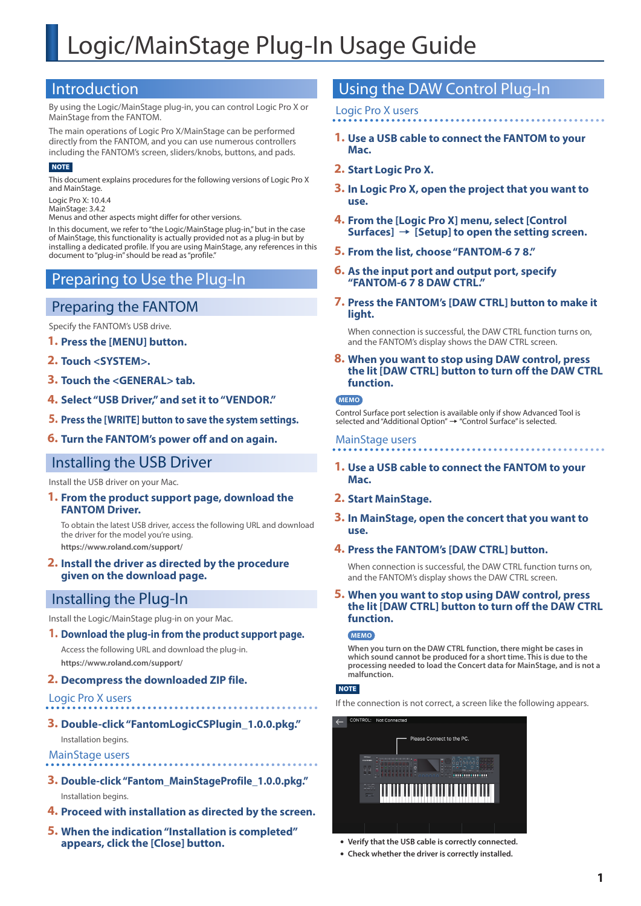# Logic/MainStage Plug-In Usage Guide

## Introduction

By using the Logic/MainStage plug-in, you can control Logic Pro X or MainStage from the FANTOM.

The main operations of Logic Pro X/MainStage can be performed directly from the FANTOM, and you can use numerous controllers including the FANTOM's screen, sliders/knobs, buttons, and pads.

**NOTE**

This document explains procedures for the following versions of Logic Pro X and MainStage.

Logic Pro X: 10.4.4
MainStage: 3.4.2
Menus and other aspects might differ for other versions.

In this document, we refer to "the Logic/MainStage plug-in," but in the case of MainStage, this functionality is actually provided not as a plug-in but by installing a dedicated profile. If you are using MainStage, any references in this document to "plug-in" should be read as "profile."

## Preparing to Use the Plug-In

### Preparing the FANTOM

Specify the FANTOM's USB drive.

1. **Press the [MENU] button.**
2. **Touch <SYSTEM>.**
3. **Touch the <GENERAL> tab.**
4. **Select "USB Driver," and set it to "VENDOR."**
5. **Press the [WRITE] button to save the system settings.**
6. **Turn the FANTOM's power off and on again.**

### Installing the USB Driver

Install the USB driver on your Mac.

1. **From the product support page, download the FANTOM Driver.**

   To obtain the latest USB driver, access the following URL and download the driver for the model you're using.

   **https://www.roland.com/support/**

2. **Install the driver as directed by the procedure given on the download page.**

### Installing the Plug-In

Install the Logic/MainStage plug-in on your Mac.

1. **Download the plug-in from the product support page.**

   Access the following URL and download the plug-in.

   **https://www.roland.com/support/**

2. **Decompress the downloaded ZIP file.**

#### Logic Pro X users

3. **Double-click "FantomLogicCSPlugin_1.0.0.pkg."**

   Installation begins.

#### MainStage users

3. **Double-click "Fantom_MainStageProfile_1.0.0.pkg."**

   Installation begins.

4. **Proceed with installation as directed by the screen.**
5. **When the indication "Installation is completed" appears, click the [Close] button.**

## Using the DAW Control Plug-In

#### Logic Pro X users

1. **Use a USB cable to connect the FANTOM to your Mac.**
2. **Start Logic Pro X.**
3. **In Logic Pro X, open the project that you want to use.**
4. **From the [Logic Pro X] menu, select [Control Surfaces] → [Setup] to open the setting screen.**
5. **From the list, choose "FANTOM-6 7 8."**
6. **As the input port and output port, specify "FANTOM-6 7 8 DAW CTRL."**
7. **Press the FANTOM's [DAW CTRL] button to make it light.**

   When connection is successful, the DAW CTRL function turns on, and the FANTOM's display shows the DAW CTRL screen.

8. **When you want to stop using DAW control, press the lit [DAW CTRL] button to turn off the DAW CTRL function.**

**MEMO**

Control Surface port selection is available only if show Advanced Tool is selected and "Additional Option" → "Control Surface" is selected.

#### MainStage users

1. **Use a USB cable to connect the FANTOM to your Mac.**
2. **Start MainStage.**
3. **In MainStage, open the concert that you want to use.**
4. **Press the FANTOM's [DAW CTRL] button.**

   When connection is successful, the DAW CTRL function turns on, and the FANTOM's display shows the DAW CTRL screen.

5. **When you want to stop using DAW control, press the lit [DAW CTRL] button to turn off the DAW CTRL function.**

**MEMO**

**When you turn on the DAW CTRL function, there might be cases in which sound cannot be produced for a short time. This is due to the processing needed to load the Concert data for MainStage, and is not a malfunction.**

**NOTE**

If the connection is not correct, a screen like the following appears.

- **Verify that the USB cable is correctly connected.**
- **Check whether the driver is correctly installed.**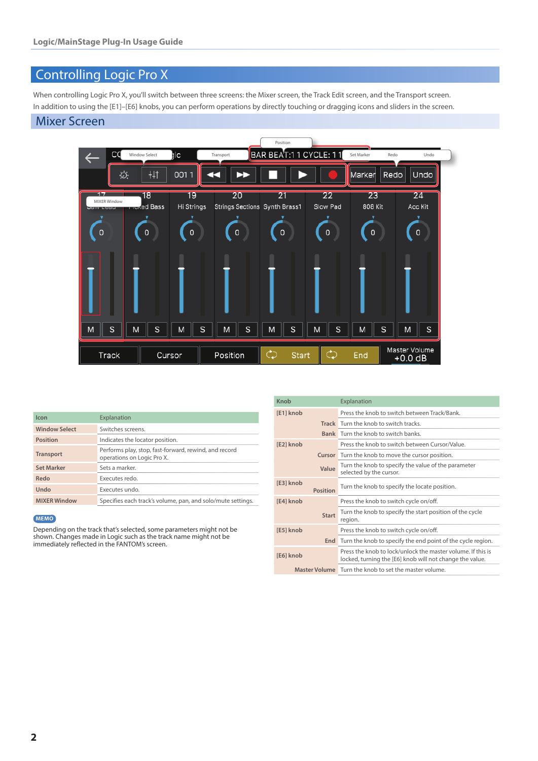# Controlling Logic Pro X

When controlling Logic Pro X, you'll switch between three screens: the Mixer screen, the Track Edit screen, and the Transport screen.
In addition to using the [E1]–[E6] knobs, you can perform operations by directly touching or dragging icons and sliders in the screen.

## Mixer Screen

| Icon | Explanation |
|---|---|
| Window Select | Switches screens. |
| Position | Indicates the locator position. |
| Transport | Performs play, stop, fast-forward, rewind, and record operations on Logic Pro X. |
| Set Marker | Sets a marker. |
| Redo | Executes redo. |
| Undo | Executes undo. |
| MIXER Window | Specifies each track's volume, pan, and solo/mute settings. |

**MEMO**

Depending on the track that's selected, some parameters might not be shown. Changes made in Logic such as the track name might not be immediately reflected in the FANTOM's screen.

| Knob | | Explanation |
|---|---|---|
| [E1] knob | | Press the knob to switch between Track/Bank. |
| | Track | Turn the knob to switch tracks. |
| | Bank | Turn the knob to switch banks. |
| [E2] knob | | Press the knob to switch between Cursor/Value. |
| | Cursor | Turn the knob to move the cursor position. |
| | Value | Turn the knob to specify the value of the parameter selected by the cursor. |
| [E3] knob | Position | Turn the knob to specify the locate position. |
| [E4] knob | | Press the knob to switch cycle on/off. |
| | Start | Turn the knob to specify the start position of the cycle region. |
| [E5] knob | | Press the knob to switch cycle on/off. |
| | End | Turn the knob to specify the end point of the cycle region. |
| [E6] knob | | Press the knob to lock/unlock the master volume. If this is locked, turning the [E6] knob will not change the value. |
| | Master Volume | Turn the knob to set the master volume. |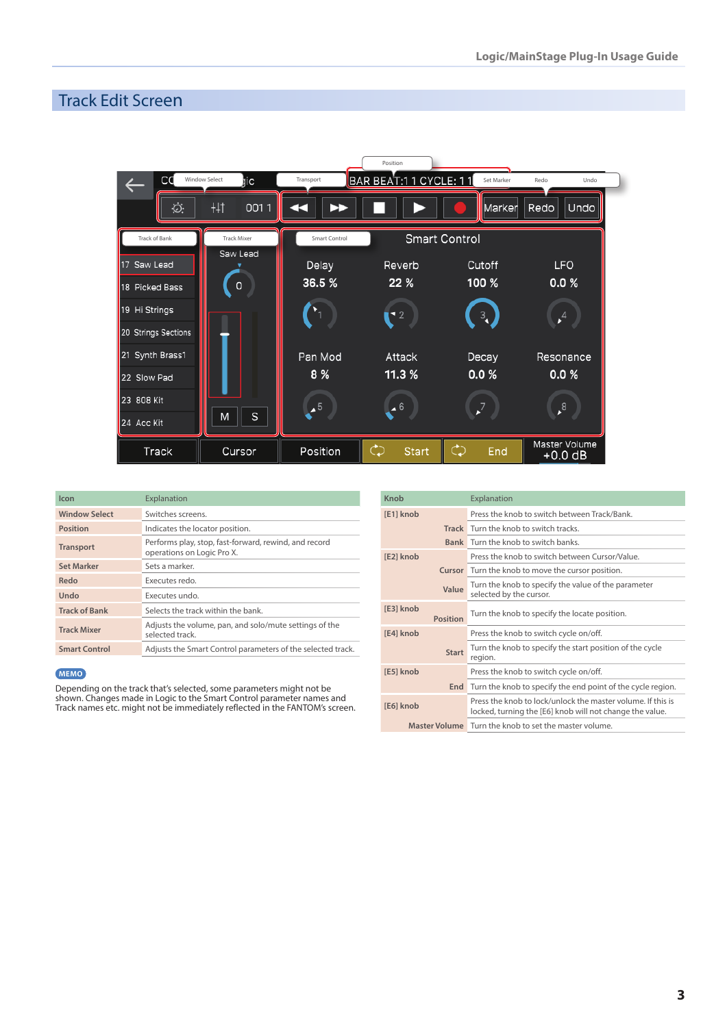## Track Edit Screen

| Icon | Explanation |
|---|---|
| Window Select | Switches screens. |
| Position | Indicates the locator position. |
| Transport | Performs play, stop, fast-forward, rewind, and record operations on Logic Pro X. |
| Set Marker | Sets a marker. |
| Redo | Executes redo. |
| Undo | Executes undo. |
| Track of Bank | Selects the track within the bank. |
| Track Mixer | Adjusts the volume, pan, and solo/mute settings of the selected track. |
| Smart Control | Adjusts the Smart Control parameters of the selected track. |

**MEMO**

Depending on the track that's selected, some parameters might not be shown. Changes made in Logic to the Smart Control parameter names and Track names etc. might not be immediately reflected in the FANTOM's screen.

| Knob | Explanation |
|---|---|
| [E1] knob | Press the knob to switch between Track/Bank. |
| Track | Turn the knob to switch tracks. |
| Bank | Turn the knob to switch banks. |
| [E2] knob | Press the knob to switch between Cursor/Value. |
| Cursor | Turn the knob to move the cursor position. |
| Value | Turn the knob to specify the value of the parameter selected by the cursor. |
| [E3] knob Position | Turn the knob to specify the locate position. |
| [E4] knob | Press the knob to switch cycle on/off. |
| Start | Turn the knob to specify the start position of the cycle region. |
| [E5] knob | Press the knob to switch cycle on/off. |
| End | Turn the knob to specify the end point of the cycle region. |
| [E6] knob | Press the knob to lock/unlock the master volume. If this is locked, turning the [E6] knob will not change the value. |
| Master Volume | Turn the knob to set the master volume. |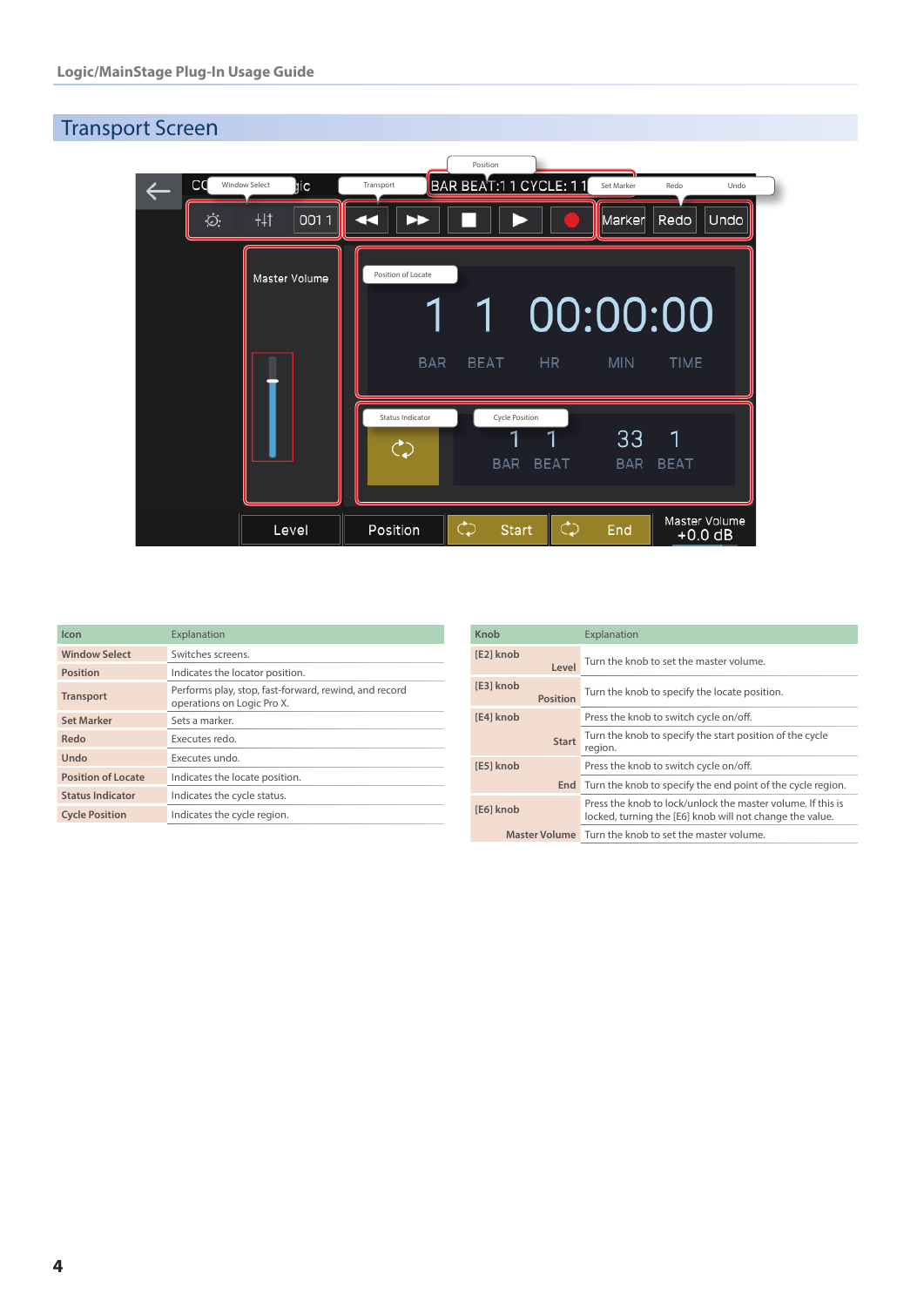## Transport Screen

| Icon | Explanation |
|---|---|
| Window Select | Switches screens. |
| Position | Indicates the locator position. |
| Transport | Performs play, stop, fast-forward, rewind, and record operations on Logic Pro X. |
| Set Marker | Sets a marker. |
| Redo | Executes redo. |
| Undo | Executes undo. |
| Position of Locate | Indicates the locate position. |
| Status Indicator | Indicates the cycle status. |
| Cycle Position | Indicates the cycle region. |

| Knob | | Explanation |
|---|---|---|
| [E2] knob | Level | Turn the knob to set the master volume. |
| [E3] knob | Position | Turn the knob to specify the locate position. |
| [E4] knob | Start | Press the knob to switch cycle on/off. |
| | | Turn the knob to specify the start position of the cycle region. |
| [E5] knob | End | Press the knob to switch cycle on/off. |
| | | Turn the knob to specify the end point of the cycle region. |
| [E6] knob | Master Volume | Press the knob to lock/unlock the master volume. If this is locked, turning the [E6] knob will not change the value. |
| | | Turn the knob to set the master volume. |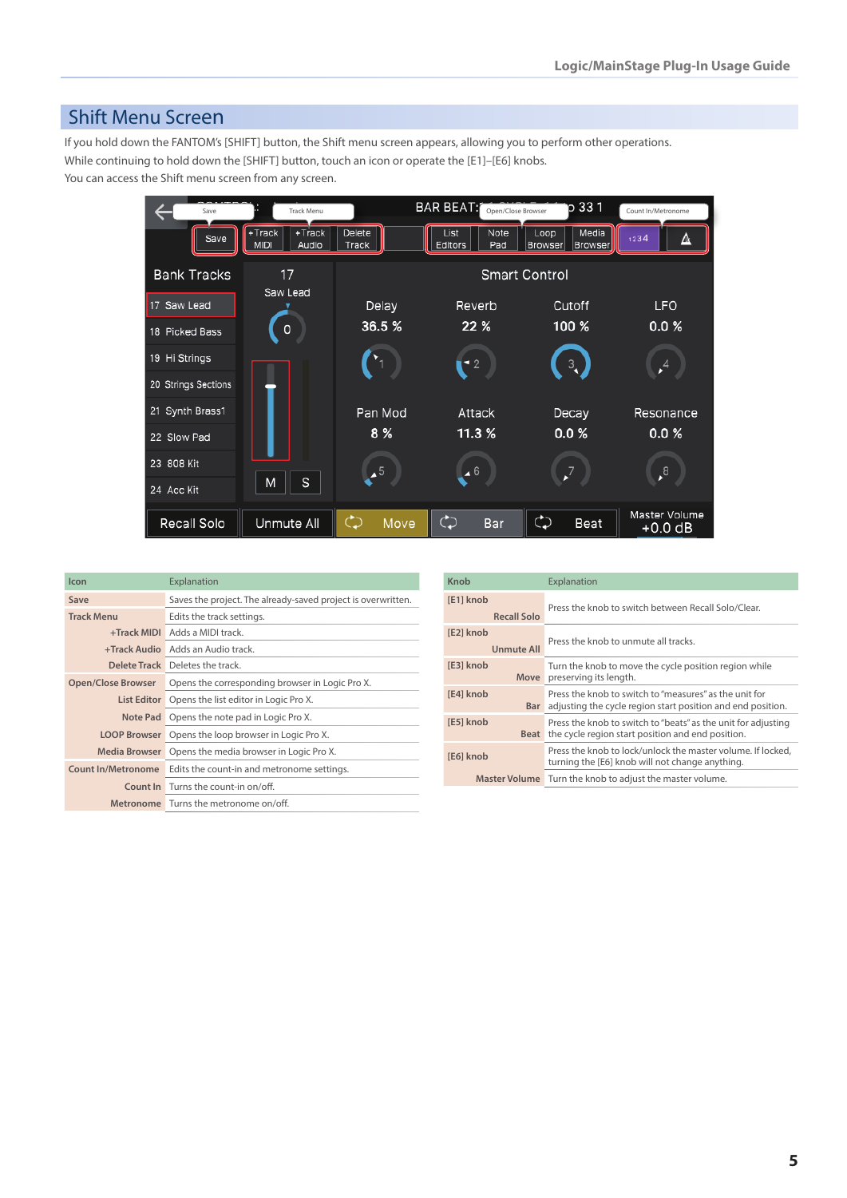## Shift Menu Screen

If you hold down the FANTOM's [SHIFT] button, the Shift menu screen appears, allowing you to perform other operations.
While continuing to hold down the [SHIFT] button, touch an icon or operate the [E1]–[E6] knobs.
You can access the Shift menu screen from any screen.

| Icon | Explanation |
|---|---|
| Save | Saves the project. The already-saved project is overwritten. |
| Track Menu | Edits the track settings. |
| +Track MIDI | Adds a MIDI track. |
| +Track Audio | Adds an Audio track. |
| Delete Track | Deletes the track. |
| Open/Close Browser | Opens the corresponding browser in Logic Pro X. |
| List Editor | Opens the list editor in Logic Pro X. |
| Note Pad | Opens the note pad in Logic Pro X. |
| LOOP Browser | Opens the loop browser in Logic Pro X. |
| Media Browser | Opens the media browser in Logic Pro X. |
| Count In/Metronome | Edits the count-in and metronome settings. |
| Count In | Turns the count-in on/off. |
| Metronome | Turns the metronome on/off. |

| Knob | Explanation |
|---|---|
| [E1] knob Recall Solo | Press the knob to switch between Recall Solo/Clear. |
| [E2] knob Unmute All | Press the knob to unmute all tracks. |
| [E3] knob Move | Turn the knob to move the cycle position region while preserving its length. |
| [E4] knob Bar | Press the knob to switch to "measures" as the unit for adjusting the cycle region start position and end position. |
| [E5] knob Beat | Press the knob to switch to "beats" as the unit for adjusting the cycle region start position and end position. |
| [E6] knob | Press the knob to lock/unlock the master volume. If locked, turning the [E6] knob will not change anything. |
| Master Volume | Turn the knob to adjust the master volume. |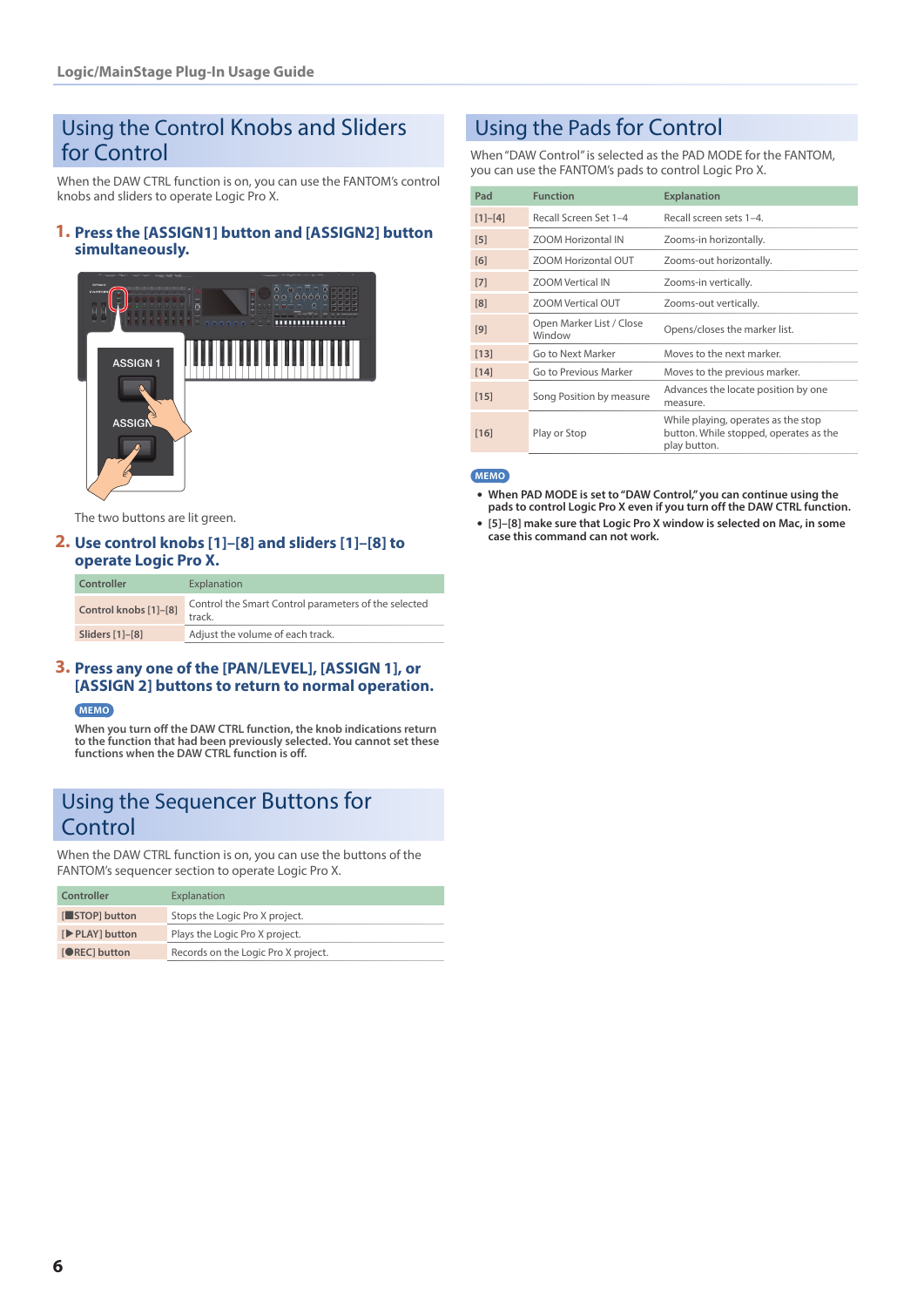## Using the Control Knobs and Sliders for Control

When the DAW CTRL function is on, you can use the FANTOM's control knobs and sliders to operate Logic Pro X.

### 1. Press the [ASSIGN1] button and [ASSIGN2] button simultaneously.

The two buttons are lit green.

### 2. Use control knobs [1]–[8] and sliders [1]–[8] to operate Logic Pro X.

| Controller | Explanation |
|---|---|
| Control knobs [1]–[8] | Control the Smart Control parameters of the selected track. |
| Sliders [1]–[8] | Adjust the volume of each track. |

### 3. Press any one of the [PAN/LEVEL], [ASSIGN 1], or [ASSIGN 2] buttons to return to normal operation.

MEMO

**When you turn off the DAW CTRL function, the knob indications return to the function that had been previously selected. You cannot set these functions when the DAW CTRL function is off.**

## Using the Sequencer Buttons for Control

When the DAW CTRL function is on, you can use the buttons of the FANTOM's sequencer section to operate Logic Pro X.

| Controller | Explanation |
|---|---|
| [■STOP] button | Stops the Logic Pro X project. |
| [▶PLAY] button | Plays the Logic Pro X project. |
| [●REC] button | Records on the Logic Pro X project. |

## Using the Pads for Control

When "DAW Control" is selected as the PAD MODE for the FANTOM, you can use the FANTOM's pads to control Logic Pro X.

| Pad | Function | Explanation |
|---|---|---|
| [1]–[4] | Recall Screen Set 1–4 | Recall screen sets 1–4. |
| [5] | ZOOM Horizontal IN | Zooms-in horizontally. |
| [6] | ZOOM Horizontal OUT | Zooms-out horizontally. |
| [7] | ZOOM Vertical IN | Zooms-in vertically. |
| [8] | ZOOM Vertical OUT | Zooms-out vertically. |
| [9] | Open Marker List / Close Window | Opens/closes the marker list. |
| [13] | Go to Next Marker | Moves to the next marker. |
| [14] | Go to Previous Marker | Moves to the previous marker. |
| [15] | Song Position by measure | Advances the locate position by one measure. |
| [16] | Play or Stop | While playing, operates as the stop button. While stopped, operates as the play button. |

MEMO

- **When PAD MODE is set to "DAW Control," you can continue using the pads to control Logic Pro X even if you turn off the DAW CTRL function.**
- **[5]–[8] make sure that Logic Pro X window is selected on Mac, in some case this command can not work.**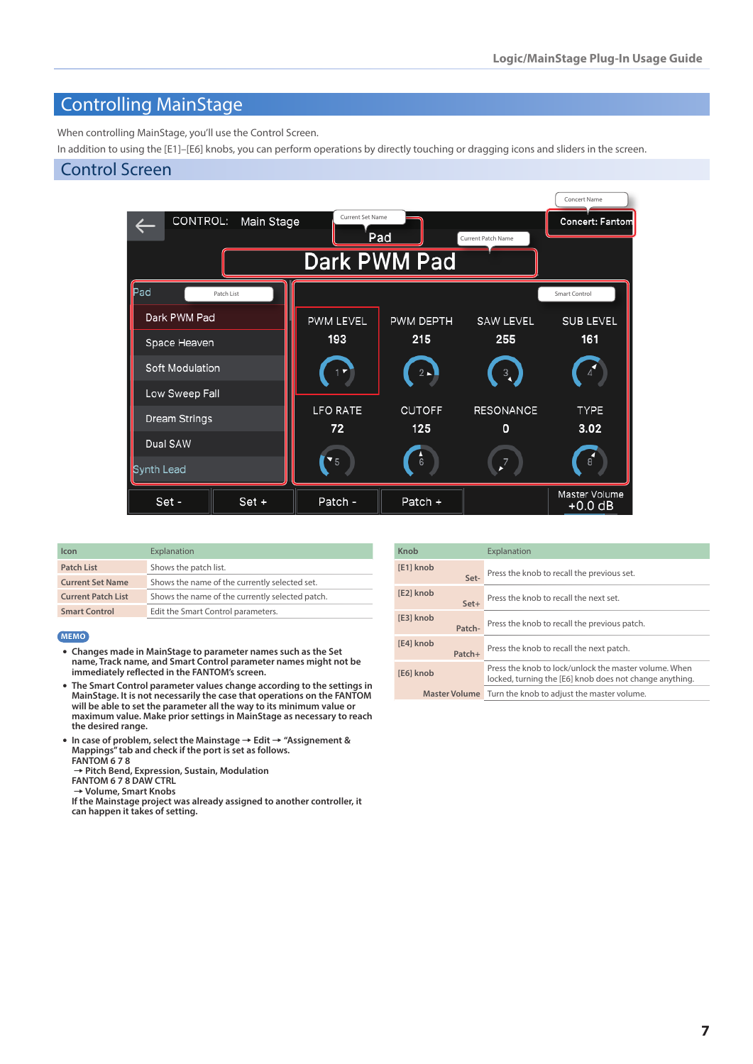# Controlling MainStage

When controlling MainStage, you'll use the Control Screen.

In addition to using the [E1]–[E6] knobs, you can perform operations by directly touching or dragging icons and sliders in the screen.

## Control Screen

| Icon | Explanation |
|---|---|
| Patch List | Shows the patch list. |
| Current Set Name | Shows the name of the currently selected set. |
| Current Patch List | Shows the name of the currently selected patch. |
| Smart Control | Edit the Smart Control parameters. |

**MEMO**

- **Changes made in MainStage to parameter names such as the Set name, Track name, and Smart Control parameter names might not be immediately reflected in the FANTOM's screen.**
- **The Smart Control parameter values change according to the settings in MainStage. It is not necessarily the case that operations on the FANTOM will be able to set the parameter all the way to its minimum value or maximum value. Make prior settings in MainStage as necessary to reach the desired range.**
- **In case of problem, select the Mainstage → Edit → "Assignement & Mappings" tab and check if the port is set as follows.**
  **FANTOM 6 7 8**
  **→ Pitch Bend, Expression, Sustain, Modulation**
  **FANTOM 6 7 8 DAW CTRL**
  **→ Volume, Smart Knobs**
  **If the Mainstage project was already assigned to another controller, it can happen it takes of setting.**

| Knob | | Explanation |
|---|---|---|
| [E1] knob | Set- | Press the knob to recall the previous set. |
| [E2] knob | Set+ | Press the knob to recall the next set. |
| [E3] knob | Patch- | Press the knob to recall the previous patch. |
| [E4] knob | Patch+ | Press the knob to recall the next patch. |
| [E6] knob | Master Volume | Press the knob to lock/unlock the master volume. When locked, turning the [E6] knob does not change anything. |
| | | Turn the knob to adjust the master volume. |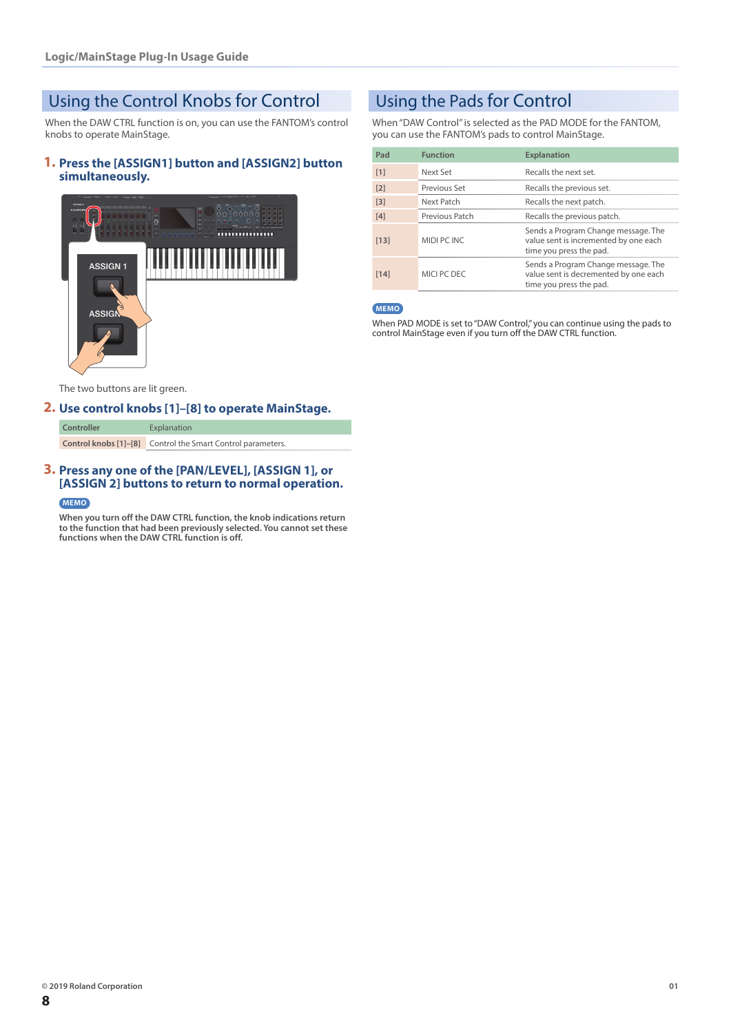## Using the Control Knobs for Control

When the DAW CTRL function is on, you can use the FANTOM's control knobs to operate MainStage.

### 1. Press the [ASSIGN1] button and [ASSIGN2] button simultaneously.

The two buttons are lit green.

### 2. Use control knobs [1]–[8] to operate MainStage.

| Controller | Explanation |
|---|---|
| Control knobs [1]–[8] | Control the Smart Control parameters. |

### 3. Press any one of the [PAN/LEVEL], [ASSIGN 1], or [ASSIGN 2] buttons to return to normal operation.

MEMO

**When you turn off the DAW CTRL function, the knob indications return to the function that had been previously selected. You cannot set these functions when the DAW CTRL function is off.**

## Using the Pads for Control

When "DAW Control" is selected as the PAD MODE for the FANTOM, you can use the FANTOM's pads to control MainStage.

| Pad | Function | Explanation |
|---|---|---|
| [1] | Next Set | Recalls the next set. |
| [2] | Previous Set | Recalls the previous set. |
| [3] | Next Patch | Recalls the next patch. |
| [4] | Previous Patch | Recalls the previous patch. |
| [13] | MIDI PC INC | Sends a Program Change message. The value sent is incremented by one each time you press the pad. |
| [14] | MICI PC DEC | Sends a Program Change message. The value sent is decremented by one each time you press the pad. |

MEMO

When PAD MODE is set to "DAW Control," you can continue using the pads to control MainStage even if you turn off the DAW CTRL function.

© 2019 Roland Corporation